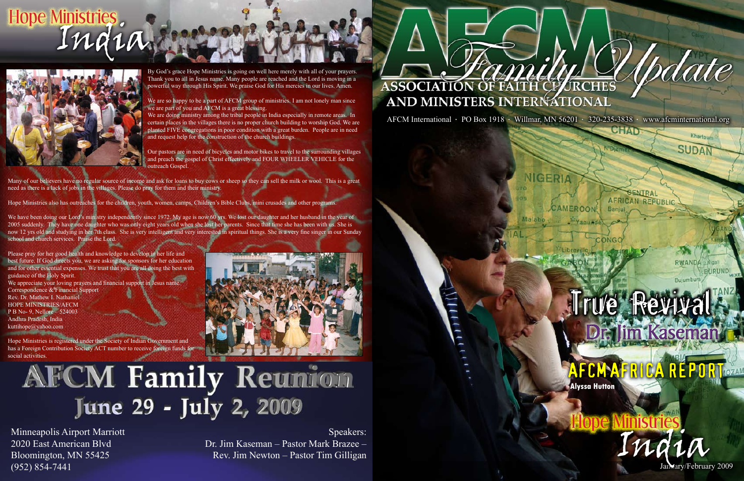# Hope Ministries India

By God's grace Hope Ministries is going on well here merely with all of your prayers. Thank you to all in Jesus name. Many people are reached and the Lord is moving in a powerful way through His Spirit. We praise God for His mercies in our lives. Amen.

We are so happy to be a part of AFCM group of ministries. I am not lonely man since we are part of you and AFCM is a great blessing.
We are doing ministry among the tribal people in India especially in remote areas. In certain places in the villages there is no proper church building to worship God. We are planted FIVE congregations in poor condition with a great burden. People are in need and request help for the construction of the church buildings.

Our pastors are in need of bicycles and motor bikes to travel to the surrounding villages and preach the gospel of Christ effectively and FOUR WHEELER VEHICLE for the outreach Gospel.

Many of our believers have no regular source of income and ask for loans to buy cows or sheep so they can sell the milk or wool. This is a great need as there is a lack of jobs in the villages. Please do pray for them and their ministry.

Hope Ministries also has outreaches for the children, youth, women, camps, Children's Bible Clubs, mini crusades and other programs.

We have been doing our Lord's ministry independently since 1972. My age is now 60 yrs. We lost our daughter and her husband in the year of 2005 suddenly. They have one daughter who was only eight years old when she lost her parents. Since that time she has been with us. She is now 12 yrs old and studying in her 7th class. She is very intelligent and very interested in spiritual things. She is a very fine singer in our Sunday school and church services. Praise the Lord.

Please pray for her good health and knowledge to develop in her life and best future. If God directs you, we are asking for sponsors for her education and for other essential expenses. We trust that you are all doing the best with guidance of the Holy Spirit.
We appreciate your loving prayers and financial support in Jesus name.
Correspondence & Financial Support
Rev. Dr. Mathew I. Nathaniel
HOPE MINISTRIES/AFCM
P B No- 9, Nellore – 524003
Andhra Pradesh, India
kuttihope@yahoo.com

Hope Ministries is registered under the Society of Indian Government and has a Foreign Contribution Society ACT number to receive foreign funds for social activities.

# AFCM Family Reunion
## June 29 - July 2, 2009

Minneapolis Airport Marriott
2020 East American Blvd
Bloomington, MN 55425
(952) 854-7441

Speakers:
Dr. Jim Kaseman – Pastor Mark Brazee – Rev. Jim Newton – Pastor Tim Gilligan

# AFCM Family Update

## ASSOCIATION OF FAITH CHURCHES AND MINISTERS INTERNATIONAL

AFCM International · PO Box 1918 · Willmar, MN 56201 · 320-235-3838 · www.afcminternational.org

## True Revival
Dr. Jim Kaseman

## AFCM AFRICA REPORT
Alyssa Hutton

## Hope Ministries India

January/February 2009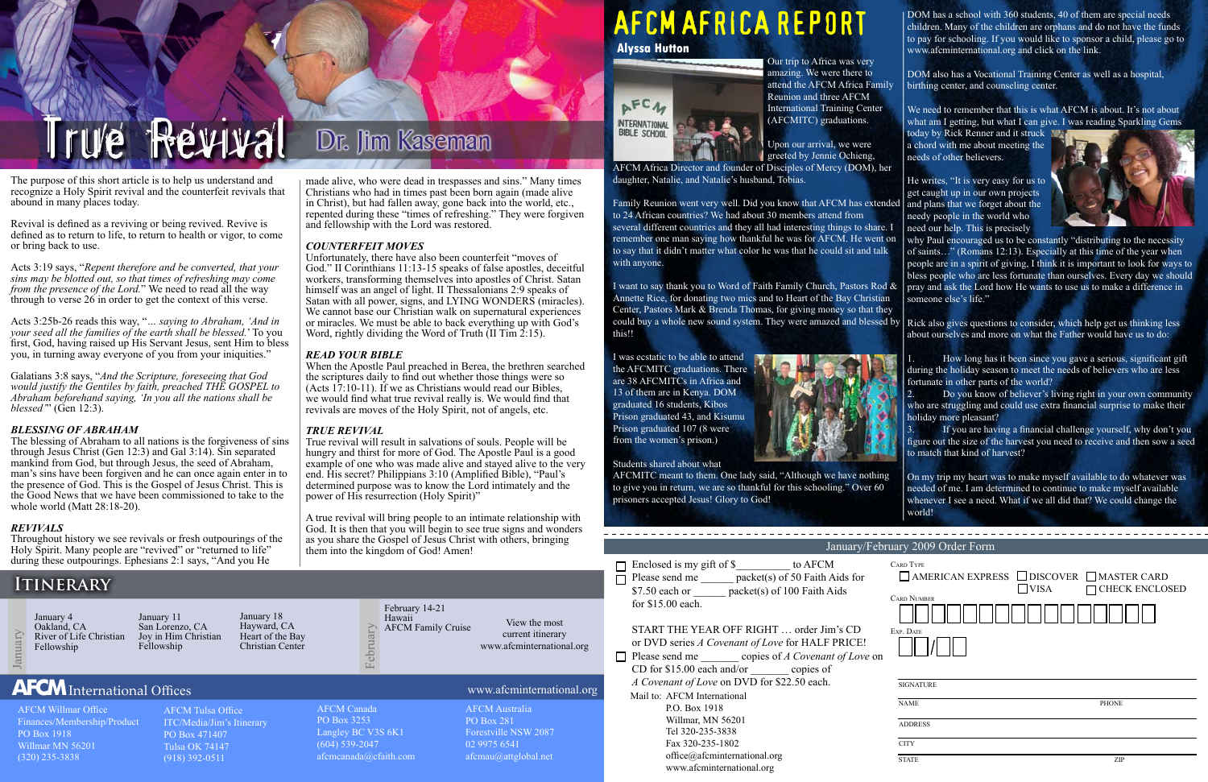# True Revival

## Dr. Jim Kaseman

The purpose of this short article is to help us understand and recognize a Holy Spirit revival and the counterfeit revivals that abound in many places today.

Revival is defined as a reviving or being revived. Revive is defined as to return to life, to return to health or vigor, to come or bring back to use.

Acts 3:19 says, "*Repent therefore and be converted, that your sins may be blotted out, so that times of refreshing may come from the presence of the Lord.*" We need to read all the way through to verse 26 in order to get the context of this verse.

Acts 3:25b-26 reads this way, "*... saying to Abraham, 'And in your seed all the families of the earth shall be blessed.'* To you first, God, having raised up His Servant Jesus, sent Him to bless you, in turning away everyone of you from your iniquities."

Galatians 3:8 says, "*And the Scripture, foreseeing that God would justify the Gentiles by faith, preached THE GOSPEL to Abraham beforehand saying, 'In you all the nations shall be blessed'*" (Gen 12:3).

### *BLESSING OF ABRAHAM*

The blessing of Abraham to all nations is the forgiveness of sins through Jesus Christ (Gen 12:3 and Gal 3:14). Sin separated mankind from God, but through Jesus, the seed of Abraham, man's sins have been forgiven and he can once again enter in to the presence of God. This is the Gospel of Jesus Christ. This is the Good News that we have been commissioned to take to the whole world (Matt 28:18-20).

### *REVIVALS*

Throughout history we see revivals or fresh outpourings of the Holy Spirit. Many people are "revived" or "returned to life" during these outpourings. Ephesians 2:1 says, "And you He made alive, who were dead in trespasses and sins." Many times Christians who had in times past been born again (made alive in Christ), but had fallen away, gone back into the world, etc., repented during these "times of refreshing." They were forgiven and fellowship with the Lord was restored.

### *COUNTERFEIT MOVES*

Unfortunately, there have also been counterfeit "moves of God." II Corinthians 11:13-15 speaks of false apostles, deceitful workers, transforming themselves into apostles of Christ. Satan himself was an angel of light. II Thessalonians 2:9 speaks of Satan with all power, signs, and LYING WONDERS (miracles). We cannot base our Christian walk on supernatural experiences or miracles. We must be able to back everything up with God's Word, rightly dividing the Word of Truth (II Tim 2:15).

### *READ YOUR BIBLE*

When the Apostle Paul preached in Berea, the brethren searched the scriptures daily to find out whether those things were so (Acts 17:10-11). If we as Christians would read our Bibles, we would find what true revival really is. We would find that revivals are moves of the Holy Spirit, not of angels, etc.

### *TRUE REVIVAL*

True revival will result in salvations of souls. People will be hungry and thirst for more of God. The Apostle Paul is a good example of one who was made alive and stayed alive to the very end. His secret? Philippians 3:10 (Amplified Bible), "Paul's determined purpose was to know the Lord intimately and the power of His resurrection (Holy Spirit)"

A true revival will bring people to an intimate relationship with God. It is then that you will begin to see true signs and wonders as you share the Gospel of Jesus Christ with others, bringing them into the kingdom of God! Amen!

## Itinerary

**January**

January 4
Oakland, CA
River of Life Christian Fellowship

January 11
San Lorenzo, CA
Joy in Him Christian Fellowship

January 18
Hayward, CA
Heart of the Bay Christian Center

**February**

February 14-21
Hawaii
AFCM Family Cruise

View the most current itinerary
www.afcminternational.org

## AFCM International Offices

www.afcminternational.org

AFCM Willmar Office
Finances/Membership/Product
PO Box 1918
Willmar MN 56201
(320) 235-3838

AFCM Tulsa Office
ITC/Media/Jim's Itinerary
PO Box 471407
Tulsa OK 74147
(918) 392-0511

AFCM Canada
PO Box 3253
Langley BC V3S 6K1
(604) 539-2047
afcmcanada@cfaith.com

AFCM Australia
PO Box 281
Forestville NSW 2087
02 9975 6541
afcmau@attglobal.net

# AFCM Africa Report

## Alyssa Hutton

Our trip to Africa was very amazing. We were there to attend the AFCM Africa Family Reunion and three AFCM International Training Center (AFCMITC) graduations.

Upon our arrival, we were greeted by Jennie Ochieng, AFCM Africa Director and founder of Disciples of Mercy (DOM), her daughter, Natalie, and Natalie's husband, Tobias.

Family Reunion went very well. Did you know that AFCM has extended to 24 African countries? We had about 30 members attend from several different countries and they all had interesting things to share. I remember one man saying how thankful he was for AFCM. He went on to say that it didn't matter what color he was that he could sit and talk with anyone.

I want to say thank you to Word of Faith Family Church, Pastors Rod & Annette Rice, for donating two mics and to Heart of the Bay Christian Center, Pastors Mark & Brenda Thomas, for giving money so that they could buy a whole new sound system. They were amazed and blessed by this!!

I was ecstatic to be able to attend the AFCMITC graduations. There are 38 AFCMITCs in Africa and 13 of them are in Kenya. DOM graduated 16 students, Kibos Prison graduated 43, and Kisumu Prison graduated 107 (8 were from the women's prison.)

Students shared about what AFCMITC meant to them. One lady said, "Although we have nothing to give you in return, we are so thankful for this schooling." Over 60 prisoners accepted Jesus! Glory to God!

DOM has a school with 360 students, 40 of them are special needs children. Many of the children are orphans and do not have the funds to pay for schooling. If you would like to sponsor a child, please go to www.afcminternational.org and click on the link.

DOM also has a Vocational Training Center as well as a hospital, birthing center, and counseling center.

We need to remember that this is what AFCM is about. It's not about what am I getting, but what I can give. I was reading Sparkling Gems today by Rick Renner and it struck a chord with me about meeting the needs of other believers.

He writes, "It is very easy for us to get caught up in our own projects and plans that we forget about the needy people in the world who need our help. This is precisely why Paul encouraged us to be constantly "distributing to the necessity of saints…" (Romans 12:13). Especially at this time of the year when people are in a spirit of giving, I think it is important to look for ways to bless people who are less fortunate than ourselves. Every day we should pray and ask the Lord how He wants to use us to make a difference in someone else's life."

Rick also gives questions to consider, which help get us thinking less about ourselves and more on what the Father would have us to do:

1. How long has it been since you gave a serious, significant gift during the holiday season to meet the needs of believers who are less fortunate in other parts of the world?
2. Do you know of believer's living right in your own community who are struggling and could use extra financial surprise to make their holiday more pleasant?
3. If you are having a financial challenge yourself, why don't you figure out the size of the harvest you need to receive and then sow a seed to match that kind of harvest?

On my trip my heart was to make myself available to do whatever was needed of me. I am determined to continue to make myself available whenever I see a need. What if we all did that? We could change the world!

## January/February 2009 Order Form

☐ Enclosed is my gift of $__________ to AFCM

☐ Please send me ______ packet(s) of 50 Faith Aids for $7.50 each or ______ packet(s) of 100 Faith Aids for $15.00 each.

START THE YEAR OFF RIGHT … order Jim's CD or DVD series *A Covenant of Love* for HALF PRICE!

☐ Please send me _______ copies of *A Covenant of Love* on CD for $15.00 each and/or _______ copies of *A Covenant of Love* on DVD for $22.50 each.

Mail to: AFCM International
P.O. Box 1918
Willmar, MN 56201
Tel 320-235-3838
Fax 320-235-1802
office@afcminternational.org
www.afcminternational.org

CARD TYPE
☐ AMERICAN EXPRESS ☐ DISCOVER ☐ MASTER CARD ☐ VISA ☐ CHECK ENCLOSED

CARD NUMBER

EXP. DATE ☐☐/☐☐

SIGNATURE

NAME PHONE

ADDRESS

CITY

STATE ZIP